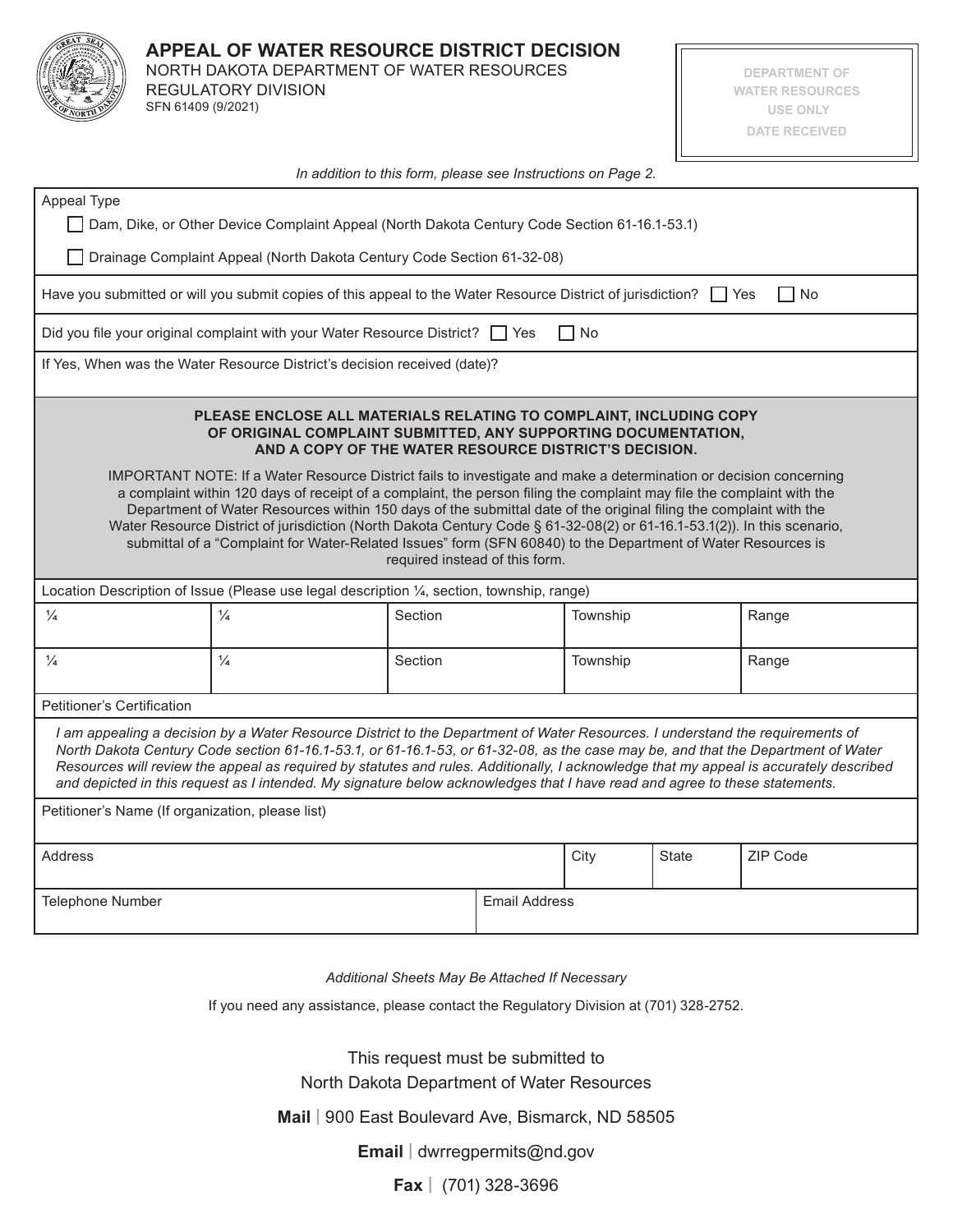# APPEAL OF WATER RESOURCE DISTRICT DECISION

NORTH DAKOTA DEPARTMENT OF WATER RESOURCES
REGULATORY DIVISION
SFN 61409 (9/2021)

DEPARTMENT OF WATER RESOURCES USE ONLY
DATE RECEIVED

*In addition to this form, please see Instructions on Page 2.*

Appeal Type

☐ Dam, Dike, or Other Device Complaint Appeal (North Dakota Century Code Section 61-16.1-53.1)

☐ Drainage Complaint Appeal (North Dakota Century Code Section 61-32-08)

Have you submitted or will you submit copies of this appeal to the Water Resource District of jurisdiction? ☐ Yes ☐ No

Did you file your original complaint with your Water Resource District? ☐ Yes ☐ No

If Yes, When was the Water Resource District's decision received (date)?

**PLEASE ENCLOSE ALL MATERIALS RELATING TO COMPLAINT, INCLUDING COPY OF ORIGINAL COMPLAINT SUBMITTED, ANY SUPPORTING DOCUMENTATION, AND A COPY OF THE WATER RESOURCE DISTRICT'S DECISION.**

IMPORTANT NOTE: If a Water Resource District fails to investigate and make a determination or decision concerning a complaint within 120 days of receipt of a complaint, the person filing the complaint may file the complaint with the Department of Water Resources within 150 days of the submittal date of the original filing the complaint with the Water Resource District of jurisdiction (North Dakota Century Code § 61-32-08(2) or 61-16.1-53.1(2)). In this scenario, submittal of a "Complaint for Water-Related Issues" form (SFN 60840) to the Department of Water Resources is required instead of this form.

Location Description of Issue (Please use legal description ¼, section, township, range)

| ¼ | ¼ | Section | Township | Range |
|---|---|---|---|---|
| ¼ | ¼ | Section | Township | Range |

Petitioner's Certification

*I am appealing a decision by a Water Resource District to the Department of Water Resources. I understand the requirements of North Dakota Century Code section 61-16.1-53.1, or 61-16.1-53, or 61-32-08, as the case may be, and that the Department of Water Resources will review the appeal as required by statutes and rules. Additionally, I acknowledge that my appeal is accurately described and depicted in this request as I intended. My signature below acknowledges that I have read and agree to these statements.*

Petitioner's Name (If organization, please list)

| Address | City | State | ZIP Code |
|---|---|---|---|
| | | | |

| Telephone Number | Email Address |
|---|---|
| | |

*Additional Sheets May Be Attached If Necessary*

If you need any assistance, please contact the Regulatory Division at (701) 328-2752.

This request must be submitted to
North Dakota Department of Water Resources

**Mail** | 900 East Boulevard Ave, Bismarck, ND 58505

**Email** | dwrregpermits@nd.gov

**Fax** | (701) 328-3696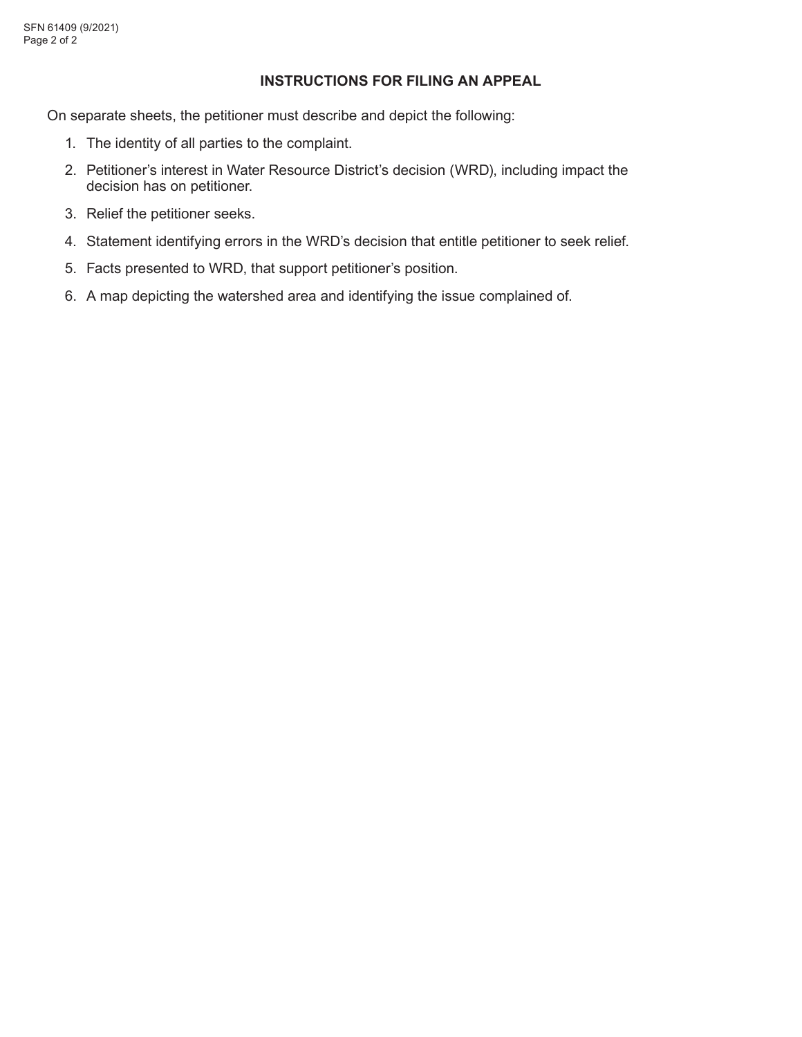## INSTRUCTIONS FOR FILING AN APPEAL

On separate sheets, the petitioner must describe and depict the following:

1. The identity of all parties to the complaint.
2. Petitioner's interest in Water Resource District's decision (WRD), including impact the decision has on petitioner.
3. Relief the petitioner seeks.
4. Statement identifying errors in the WRD's decision that entitle petitioner to seek relief.
5. Facts presented to WRD, that support petitioner's position.
6. A map depicting the watershed area and identifying the issue complained of.